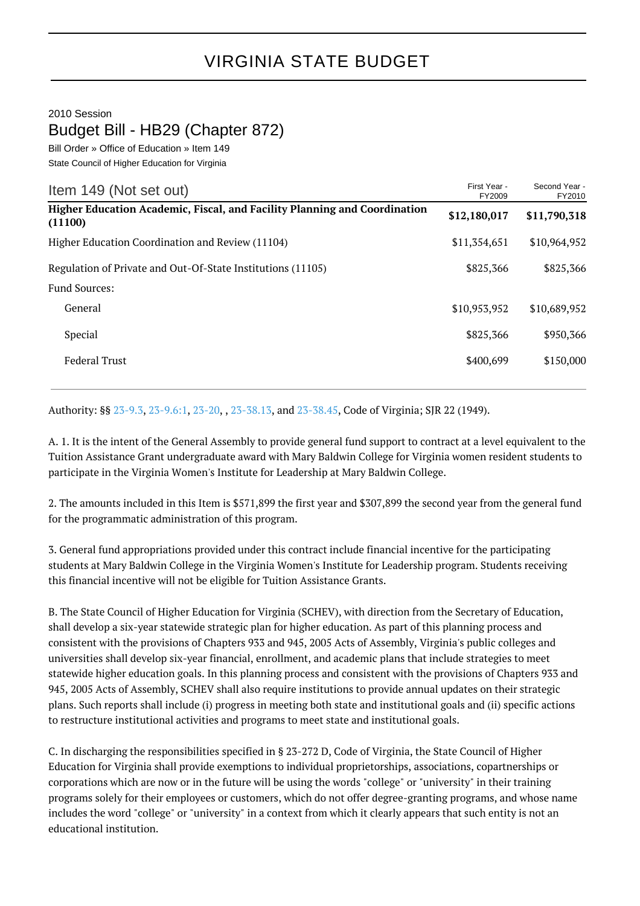# VIRGINIA STATE BUDGET

2010 Session

## Budget Bill - HB29 (Chapter 872)

Bill Order » Office of Education » Item 149

State Council of Higher Education for Virginia

| Item 149 (Not set out) | First Year - FY2009 | Second Year - FY2010 |
|---|---|---|
| **Higher Education Academic, Fiscal, and Facility Planning and Coordination (11100)** | **$12,180,017** | **$11,790,318** |
| Higher Education Coordination and Review (11104) | $11,354,651 | $10,964,952 |
| Regulation of Private and Out-Of-State Institutions (11105) | $825,366 | $825,366 |
| Fund Sources: | | |
| General | $10,953,952 | $10,689,952 |
| Special | $825,366 | $950,366 |
| Federal Trust | $400,699 | $150,000 |

Authority: §§ 23-9.3, 23-9.6:1, 23-20, , 23-38.13, and 23-38.45, Code of Virginia; SJR 22 (1949).

A. 1. It is the intent of the General Assembly to provide general fund support to contract at a level equivalent to the Tuition Assistance Grant undergraduate award with Mary Baldwin College for Virginia women resident students to participate in the Virginia Women's Institute for Leadership at Mary Baldwin College.

2. The amounts included in this Item is $571,899 the first year and $307,899 the second year from the general fund for the programmatic administration of this program.

3. General fund appropriations provided under this contract include financial incentive for the participating students at Mary Baldwin College in the Virginia Women's Institute for Leadership program. Students receiving this financial incentive will not be eligible for Tuition Assistance Grants.

B. The State Council of Higher Education for Virginia (SCHEV), with direction from the Secretary of Education, shall develop a six-year statewide strategic plan for higher education. As part of this planning process and consistent with the provisions of Chapters 933 and 945, 2005 Acts of Assembly, Virginia's public colleges and universities shall develop six-year financial, enrollment, and academic plans that include strategies to meet statewide higher education goals. In this planning process and consistent with the provisions of Chapters 933 and 945, 2005 Acts of Assembly, SCHEV shall also require institutions to provide annual updates on their strategic plans. Such reports shall include (i) progress in meeting both state and institutional goals and (ii) specific actions to restructure institutional activities and programs to meet state and institutional goals.

C. In discharging the responsibilities specified in § 23-272 D, Code of Virginia, the State Council of Higher Education for Virginia shall provide exemptions to individual proprietorships, associations, copartnerships or corporations which are now or in the future will be using the words "college" or "university" in their training programs solely for their employees or customers, which do not offer degree-granting programs, and whose name includes the word "college" or "university" in a context from which it clearly appears that such entity is not an educational institution.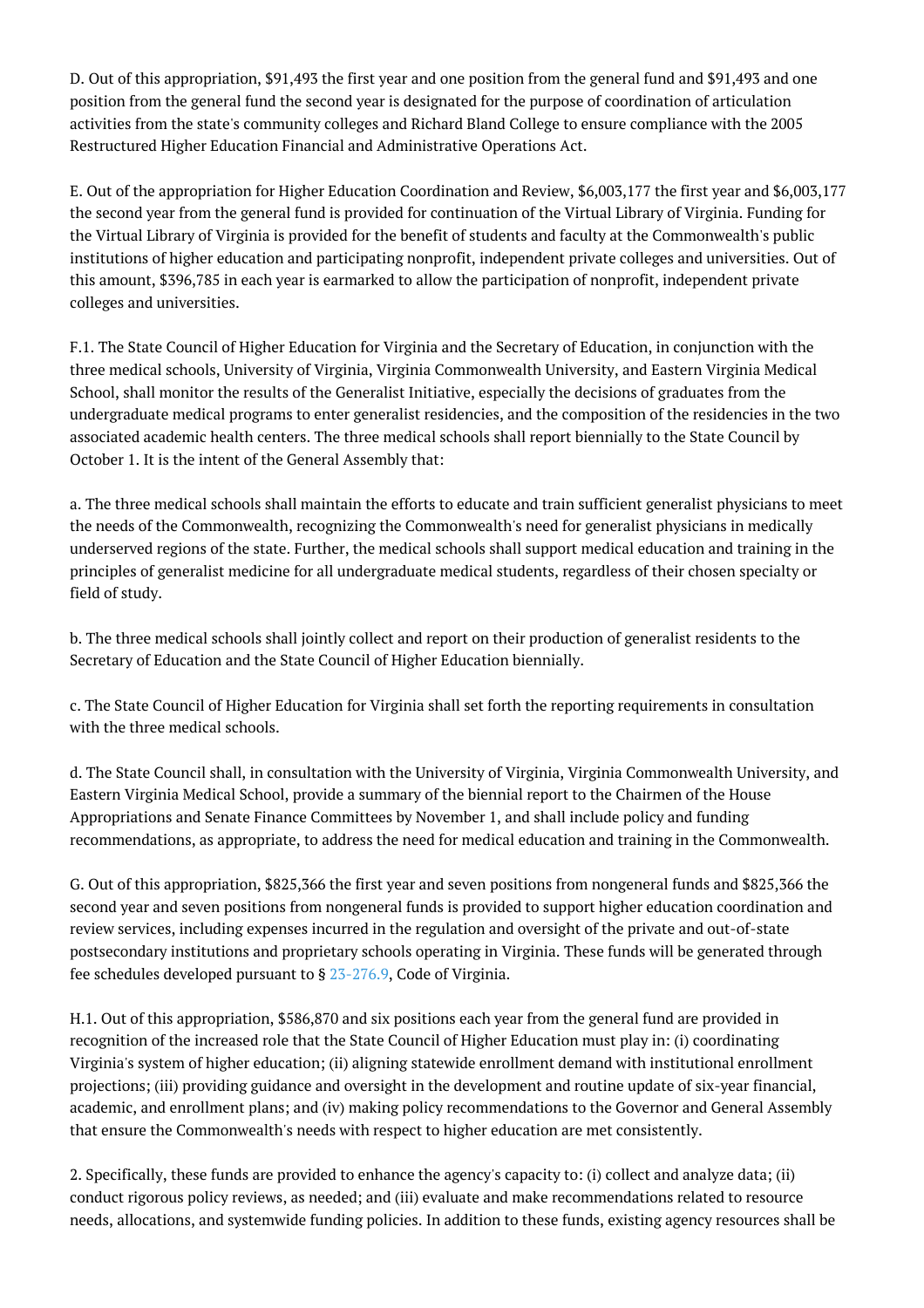D. Out of this appropriation, $91,493 the first year and one position from the general fund and $91,493 and one position from the general fund the second year is designated for the purpose of coordination of articulation activities from the state's community colleges and Richard Bland College to ensure compliance with the 2005 Restructured Higher Education Financial and Administrative Operations Act.

E. Out of the appropriation for Higher Education Coordination and Review, $6,003,177 the first year and $6,003,177 the second year from the general fund is provided for continuation of the Virtual Library of Virginia. Funding for the Virtual Library of Virginia is provided for the benefit of students and faculty at the Commonwealth's public institutions of higher education and participating nonprofit, independent private colleges and universities. Out of this amount, $396,785 in each year is earmarked to allow the participation of nonprofit, independent private colleges and universities.

F.1. The State Council of Higher Education for Virginia and the Secretary of Education, in conjunction with the three medical schools, University of Virginia, Virginia Commonwealth University, and Eastern Virginia Medical School, shall monitor the results of the Generalist Initiative, especially the decisions of graduates from the undergraduate medical programs to enter generalist residencies, and the composition of the residencies in the two associated academic health centers. The three medical schools shall report biennially to the State Council by October 1. It is the intent of the General Assembly that:

a. The three medical schools shall maintain the efforts to educate and train sufficient generalist physicians to meet the needs of the Commonwealth, recognizing the Commonwealth's need for generalist physicians in medically underserved regions of the state. Further, the medical schools shall support medical education and training in the principles of generalist medicine for all undergraduate medical students, regardless of their chosen specialty or field of study.

b. The three medical schools shall jointly collect and report on their production of generalist residents to the Secretary of Education and the State Council of Higher Education biennially.

c. The State Council of Higher Education for Virginia shall set forth the reporting requirements in consultation with the three medical schools.

d. The State Council shall, in consultation with the University of Virginia, Virginia Commonwealth University, and Eastern Virginia Medical School, provide a summary of the biennial report to the Chairmen of the House Appropriations and Senate Finance Committees by November 1, and shall include policy and funding recommendations, as appropriate, to address the need for medical education and training in the Commonwealth.

G. Out of this appropriation, $825,366 the first year and seven positions from nongeneral funds and $825,366 the second year and seven positions from nongeneral funds is provided to support higher education coordination and review services, including expenses incurred in the regulation and oversight of the private and out-of-state postsecondary institutions and proprietary schools operating in Virginia. These funds will be generated through fee schedules developed pursuant to § 23-276.9, Code of Virginia.

H.1. Out of this appropriation, $586,870 and six positions each year from the general fund are provided in recognition of the increased role that the State Council of Higher Education must play in: (i) coordinating Virginia's system of higher education; (ii) aligning statewide enrollment demand with institutional enrollment projections; (iii) providing guidance and oversight in the development and routine update of six-year financial, academic, and enrollment plans; and (iv) making policy recommendations to the Governor and General Assembly that ensure the Commonwealth's needs with respect to higher education are met consistently.

2. Specifically, these funds are provided to enhance the agency's capacity to: (i) collect and analyze data; (ii) conduct rigorous policy reviews, as needed; and (iii) evaluate and make recommendations related to resource needs, allocations, and systemwide funding policies. In addition to these funds, existing agency resources shall be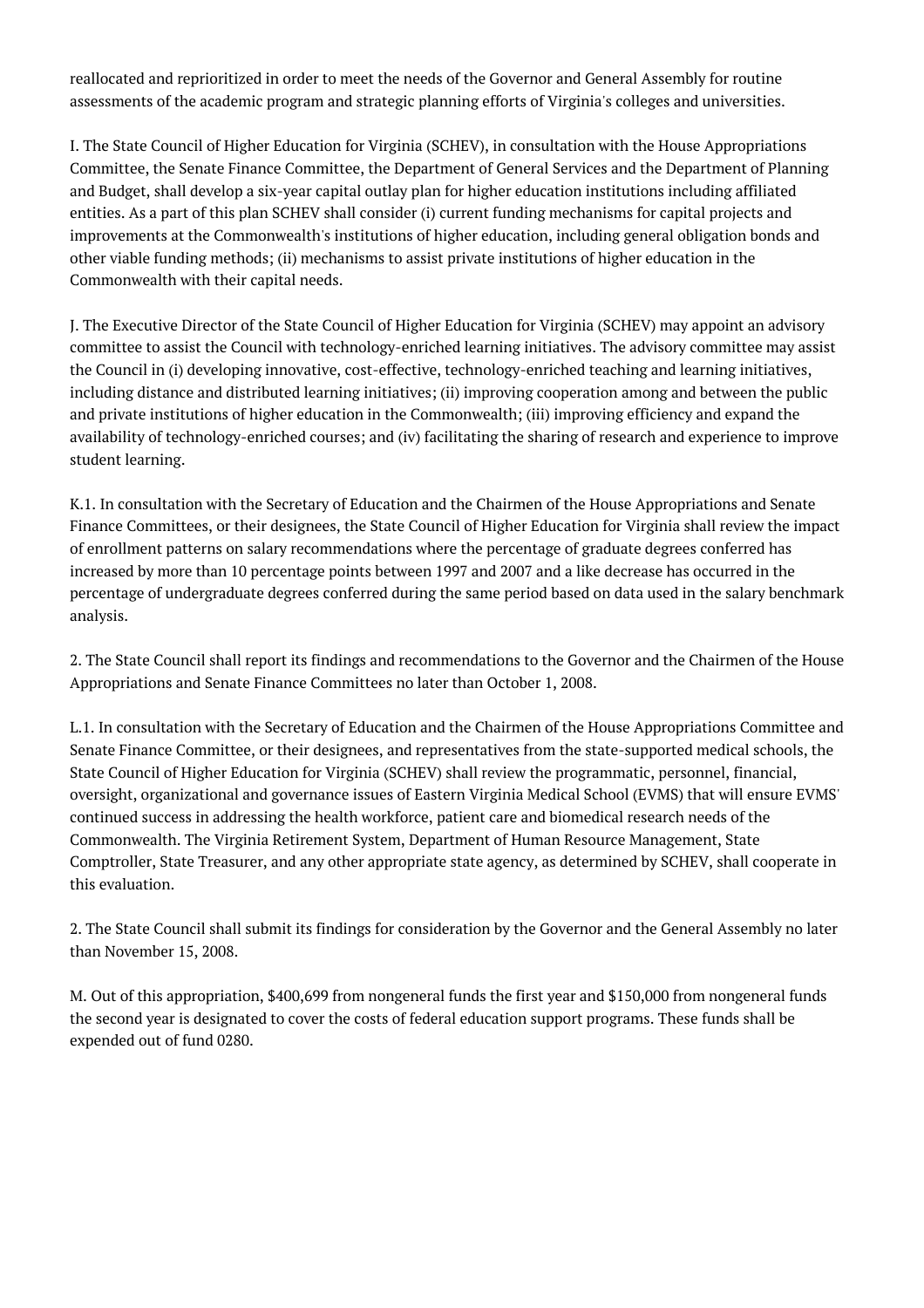reallocated and reprioritized in order to meet the needs of the Governor and General Assembly for routine assessments of the academic program and strategic planning efforts of Virginia's colleges and universities.

I. The State Council of Higher Education for Virginia (SCHEV), in consultation with the House Appropriations Committee, the Senate Finance Committee, the Department of General Services and the Department of Planning and Budget, shall develop a six-year capital outlay plan for higher education institutions including affiliated entities. As a part of this plan SCHEV shall consider (i) current funding mechanisms for capital projects and improvements at the Commonwealth's institutions of higher education, including general obligation bonds and other viable funding methods; (ii) mechanisms to assist private institutions of higher education in the Commonwealth with their capital needs.

J. The Executive Director of the State Council of Higher Education for Virginia (SCHEV) may appoint an advisory committee to assist the Council with technology-enriched learning initiatives. The advisory committee may assist the Council in (i) developing innovative, cost-effective, technology-enriched teaching and learning initiatives, including distance and distributed learning initiatives; (ii) improving cooperation among and between the public and private institutions of higher education in the Commonwealth; (iii) improving efficiency and expand the availability of technology-enriched courses; and (iv) facilitating the sharing of research and experience to improve student learning.

K.1. In consultation with the Secretary of Education and the Chairmen of the House Appropriations and Senate Finance Committees, or their designees, the State Council of Higher Education for Virginia shall review the impact of enrollment patterns on salary recommendations where the percentage of graduate degrees conferred has increased by more than 10 percentage points between 1997 and 2007 and a like decrease has occurred in the percentage of undergraduate degrees conferred during the same period based on data used in the salary benchmark analysis.

2. The State Council shall report its findings and recommendations to the Governor and the Chairmen of the House Appropriations and Senate Finance Committees no later than October 1, 2008.

L.1. In consultation with the Secretary of Education and the Chairmen of the House Appropriations Committee and Senate Finance Committee, or their designees, and representatives from the state-supported medical schools, the State Council of Higher Education for Virginia (SCHEV) shall review the programmatic, personnel, financial, oversight, organizational and governance issues of Eastern Virginia Medical School (EVMS) that will ensure EVMS' continued success in addressing the health workforce, patient care and biomedical research needs of the Commonwealth. The Virginia Retirement System, Department of Human Resource Management, State Comptroller, State Treasurer, and any other appropriate state agency, as determined by SCHEV, shall cooperate in this evaluation.

2. The State Council shall submit its findings for consideration by the Governor and the General Assembly no later than November 15, 2008.

M. Out of this appropriation, $400,699 from nongeneral funds the first year and $150,000 from nongeneral funds the second year is designated to cover the costs of federal education support programs. These funds shall be expended out of fund 0280.